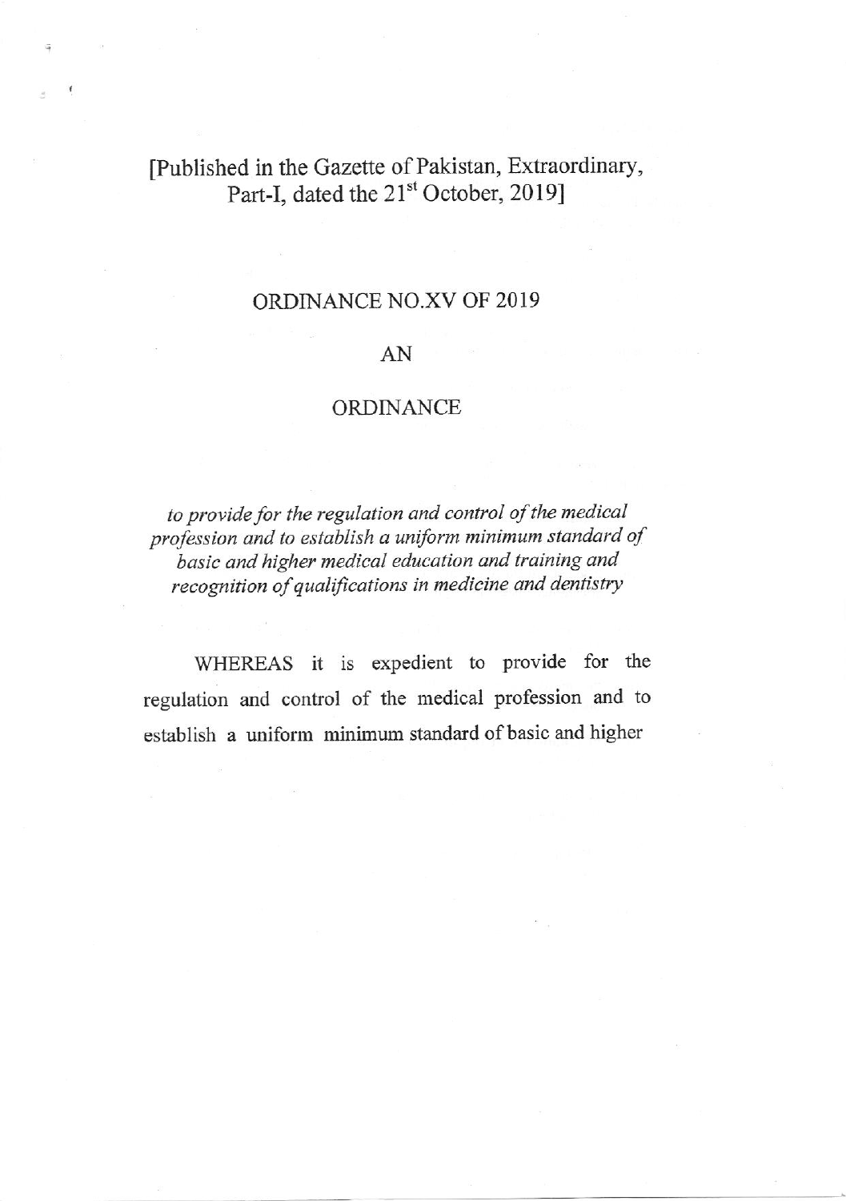[Published in the Gazette of Pakistan, Extraordinary, Part-I, dated the 21st October, 2019]

# ORDINANCE NO.XV OF 2019

## AN

## ORDINANCE

*to provide for the regulation and control of the medical profession and to establish a uniform minimum standard of basic and higher medical education and training and recognition of qualifications in medicine and dentistry*

WHEREAS it is expedient to provide for the regulation and control of the medical profession and to establish a uniform minimum standard of basic and higher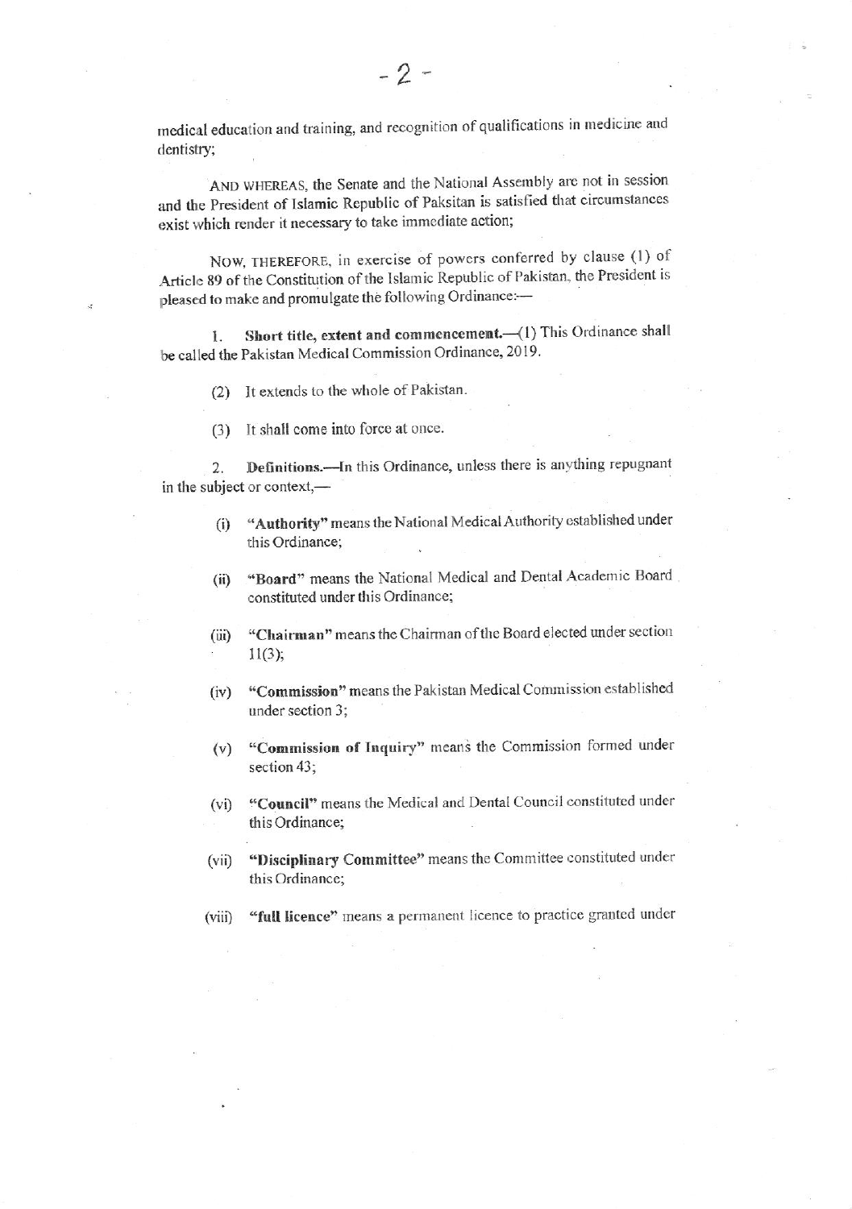medical education and training, and recognition of qualifications in medicine and dentistry;

AND WHEREAS, the Senate and the National Assembly are not in session and the President of Islamic Republic of Paksitan is satisfied that circumstances exist which render it necessary to take immediate action;

NOW, THEREFORE, in exercise of powers conferred by clause (1) of Article 89 of the Constitution of the Islamic Republic of Pakistan, the President is pleased to make and promulgate the following Ordinance:—

1. **Short title, extent and commencement.**—(1) This Ordinance shall be called the Pakistan Medical Commission Ordinance, 2019.

(2) It extends to the whole of Pakistan.

(3) It shall come into force at once.

2. **Definitions.**—In this Ordinance, unless there is anything repugnant in the subject or context,—

(i) **"Authority"** means the National Medical Authority established under this Ordinance;

(ii) **"Board"** means the National Medical and Dental Academic Board constituted under this Ordinance;

(iii) **"Chairman"** means the Chairman of the Board elected under section 11(3);

(iv) **"Commission"** means the Pakistan Medical Commission established under section 3;

(v) **"Commission of Inquiry"** means the Commission formed under section 43;

(vi) **"Council"** means the Medical and Dental Council constituted under this Ordinance;

(vii) **"Disciplinary Committee"** means the Committee constituted under this Ordinance;

(viii) **"full licence"** means a permanent licence to practice granted under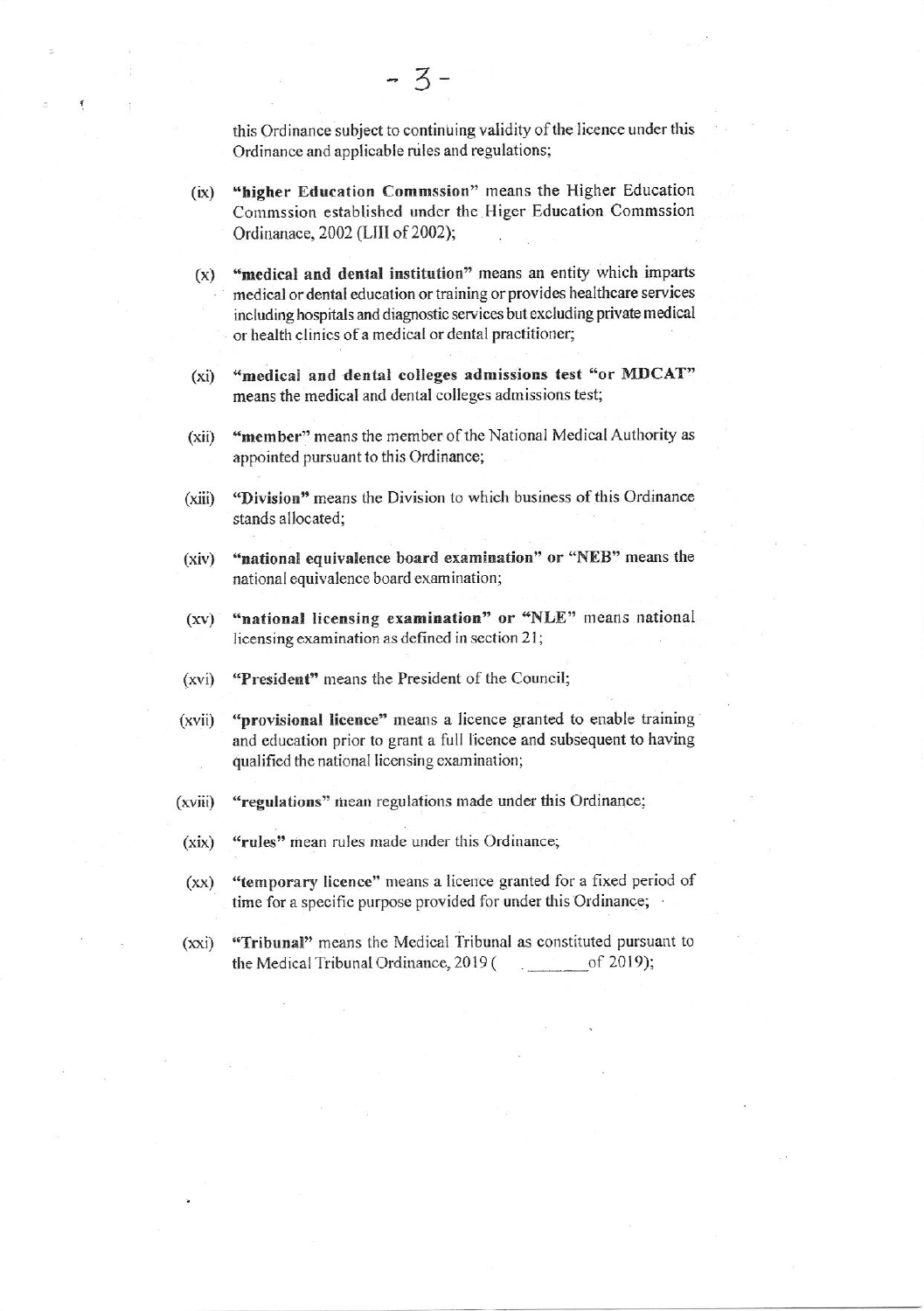this Ordinance subject to continuing validity of the licence under this Ordinance and applicable rules and regulations;

(ix) **"higher Education Commssion"** means the Higher Education Commssion established under the Higer Education Commssion Ordinanace, 2002 (LIII of 2002);

(x) **"medical and dental institution"** means an entity which imparts medical or dental education or training or provides healthcare services including hospitals and diagnostic services but excluding private medical or health clinics of a medical or dental practitioner;

(xi) **"medical and dental colleges admissions test "or MDCAT"** means the medical and dental colleges admissions test;

(xii) **"member"** means the member of the National Medical Authority as appointed pursuant to this Ordinance;

(xiii) **"Division"** means the Division to which business of this Ordinance stands allocated;

(xiv) **"national equivalence board examination" or "NEB"** means the national equivalence board examination;

(xv) **"national licensing examination" or "NLE"** means national licensing examination as defined in section 21;

(xvi) **"President"** means the President of the Council;

(xvii) **"provisional licence"** means a licence granted to enable training and education prior to grant a full licence and subsequent to having qualified the national licensing examination;

(xviii) **"regulations"** mean regulations made under this Ordinance;

(xix) **"rules"** mean rules made under this Ordinance;

(xx) **"temporary licence"** means a licence granted for a fixed period of time for a specific purpose provided for under this Ordinance;

(xxi) **"Tribunal"** means the Medical Tribunal as constituted pursuant to the Medical Tribunal Ordinance, 2019 ( ________ of 2019);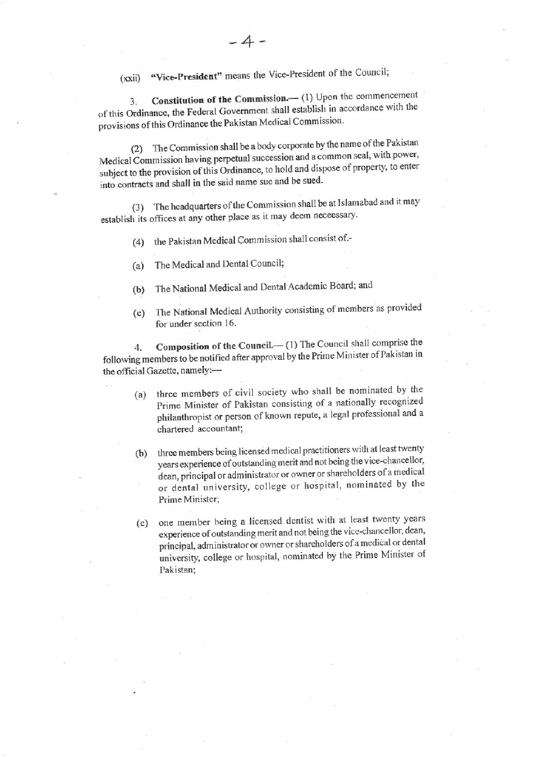(xxii) **"Vice-President"** means the Vice-President of the Council;

3. **Constitution of the Commission.**— (1) Upon the commencement of this Ordinance, the Federal Government shall establish in accordance with the provisions of this Ordinance the Pakistan Medical Commission.

(2) The Commission shall be a body corporate by the name of the Pakistan Medical Commission having perpetual succession and a common seal, with power, subject to the provision of this Ordinance, to hold and dispose of property, to enter into contracts and shall in the said name sue and be sued.

(3) The headquarters of the Commission shall be at Islamabad and it may establish its offices at any other place as it may deem neceessary.

(4) the Pakistan Medical Commission shall consist of.-

(a) The Medical and Dental Council;

(b) The National Medical and Dental Academic Board; and

(c) The National Medical Authority consisting of members as provided for under section 16.

4. **Composition of the Council.**— (1) The Council shall comprise the following members to be notified after approval by the Prime Minister of Pakistan in the official Gazette, namely:—

(a) three members of civil society who shall be nominated by the Prime Minister of Pakistan consisting of a nationally recognized philanthropist or person of known repute, a legal professional and a chartered accountant;

(b) three members being licensed medical practitioners with at least twenty years experience of outstanding merit and not being the vice-chancellor, dean, principal or administrator or owner or shareholders of a medical or dental university, college or hospital, nominated by the Prime Minister;

(c) one member being a licensed dentist with at least twenty years experience of outstanding merit and not being the vice-chancellor, dean, principal, administrator or owner or shareholders of a medical or dental university, college or hospital, nominated by the Prime Minister of Pakistan;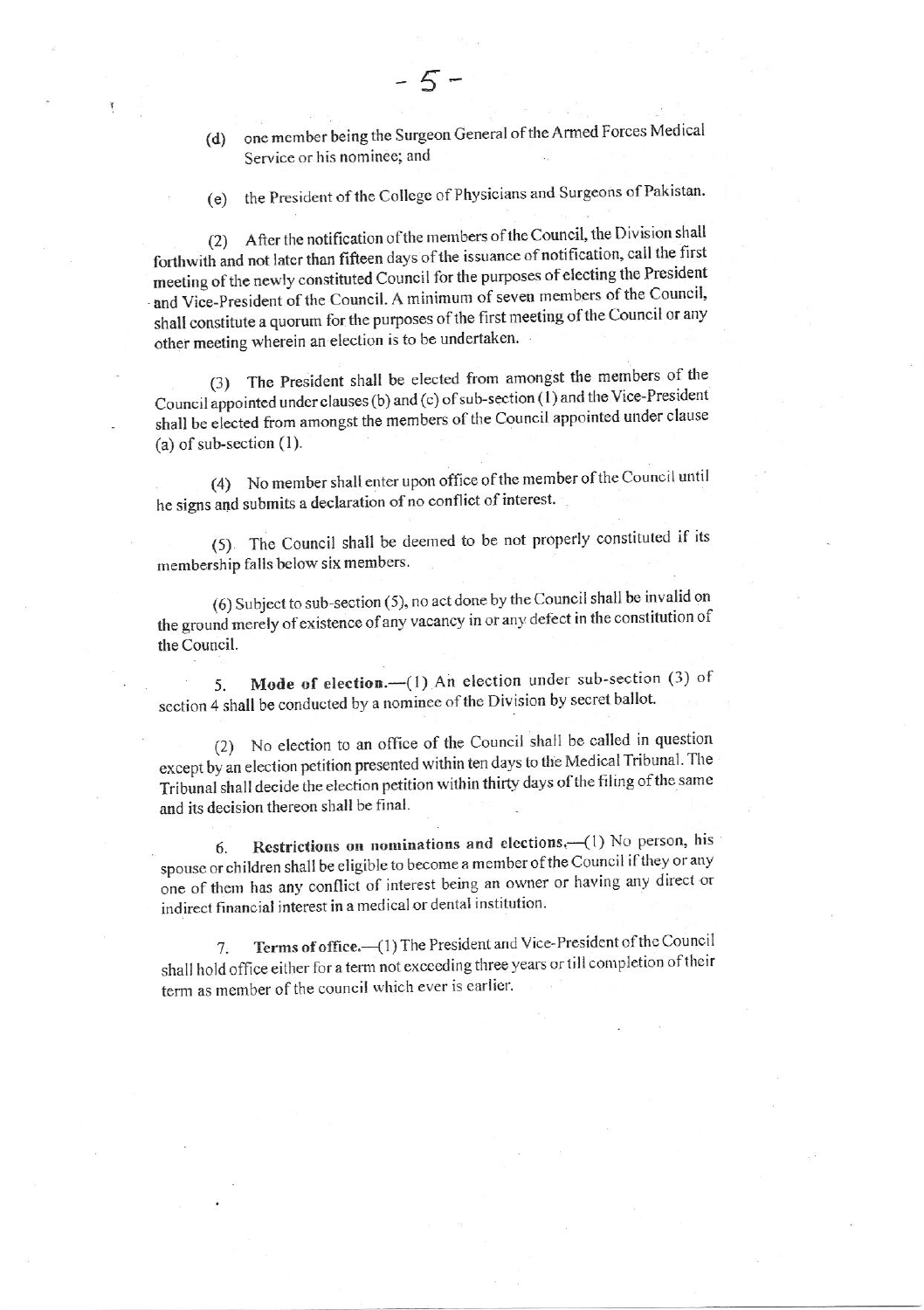(d) one member being the Surgeon General of the Armed Forces Medical Service or his nominee; and

(e) the President of the College of Physicians and Surgeons of Pakistan.

(2) After the notification of the members of the Council, the Division shall forthwith and not later than fifteen days of the issuance of notification, call the first meeting of the newly constituted Council for the purposes of electing the President and Vice-President of the Council. A minimum of seven members of the Council, shall constitute a quorum for the purposes of the first meeting of the Council or any other meeting wherein an election is to be undertaken.

(3) The President shall be elected from amongst the members of the Council appointed under clauses (b) and (c) of sub-section (1) and the Vice-President shall be elected from amongst the members of the Council appointed under clause (a) of sub-section (1).

(4) No member shall enter upon office of the member of the Council until he signs and submits a declaration of no conflict of interest.

(5) The Council shall be deemed to be not properly constituted if its membership falls below six members.

(6) Subject to sub-section (5), no act done by the Council shall be invalid on the ground merely of existence of any vacancy in or any defect in the constitution of the Council.

5. **Mode of election.**—(1) An election under sub-section (3) of section 4 shall be conducted by a nominee of the Division by secret ballot.

(2) No election to an office of the Council shall be called in question except by an election petition presented within ten days to the Medical Tribunal. The Tribunal shall decide the election petition within thirty days of the filing of the same and its decision thereon shall be final.

6. **Restrictions on nominations and elections.**—(1) No person, his spouse or children shall be eligible to become a member of the Council if they or any one of them has any conflict of interest being an owner or having any direct or indirect financial interest in a medical or dental institution.

7. **Terms of office.**—(1) The President and Vice-President of the Council shall hold office either for a term not exceeding three years or till completion of their term as member of the council which ever is earlier.